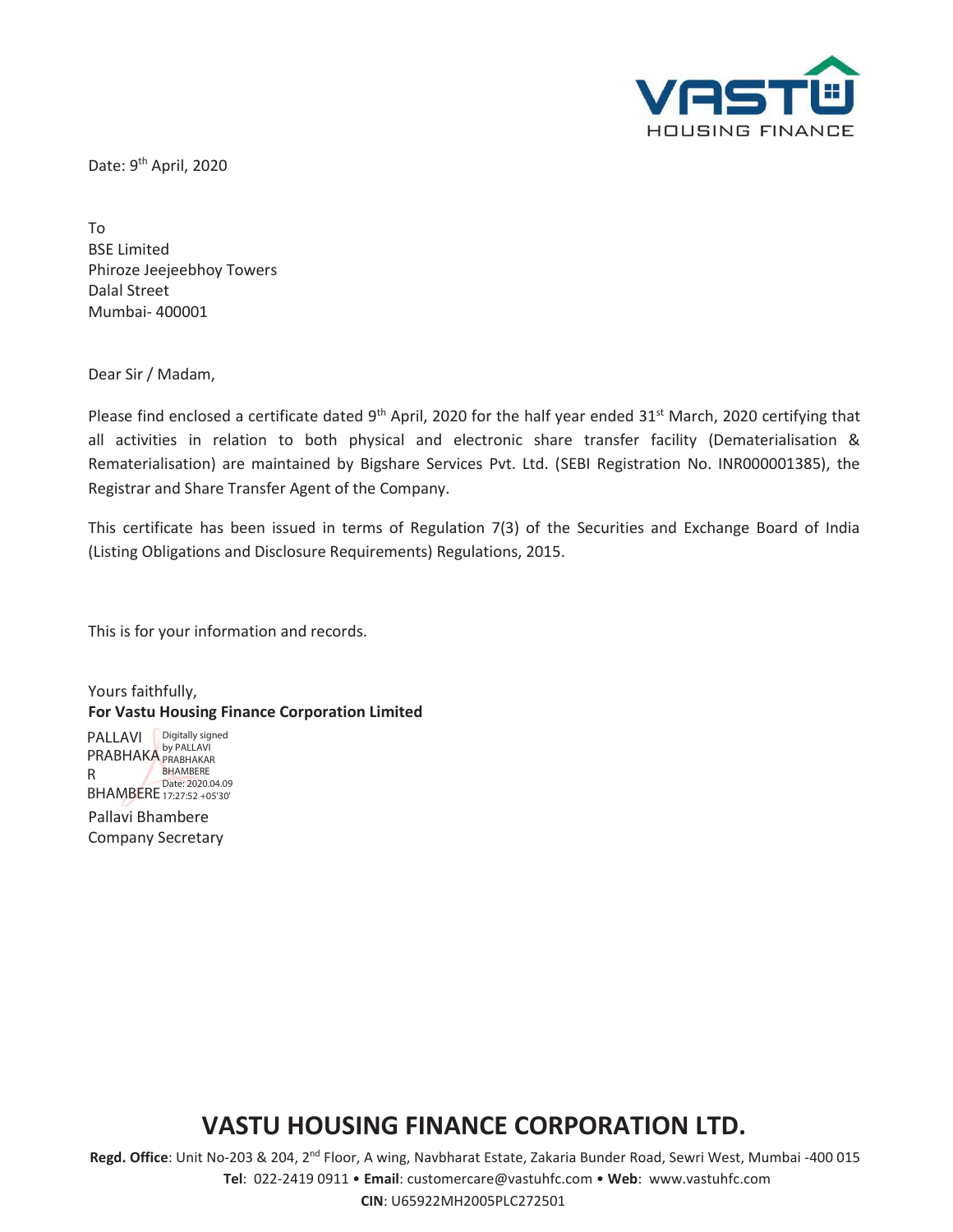Date: 9th April, 2020

To
BSE Limited
Phiroze Jeejeebhoy Towers
Dalal Street
Mumbai- 400001

Dear Sir / Madam,

Please find enclosed a certificate dated 9th April, 2020 for the half year ended 31st March, 2020 certifying that all activities in relation to both physical and electronic share transfer facility (Dematerialisation & Rematerialisation) are maintained by Bigshare Services Pvt. Ltd. (SEBI Registration No. INR000001385), the Registrar and Share Transfer Agent of the Company.

This certificate has been issued in terms of Regulation 7(3) of the Securities and Exchange Board of India (Listing Obligations and Disclosure Requirements) Regulations, 2015.

This is for your information and records.

Yours faithfully,
**For Vastu Housing Finance Corporation Limited**

PALLAVI PRABHAKAR BHAMBERE
Digitally signed by PALLAVI PRABHAKAR BHAMBERE
Date: 2020.04.09 17:27:52 +05'30'

Pallavi Bhambere
Company Secretary

# VASTU HOUSING FINANCE CORPORATION LTD.

**Regd. Office**: Unit No-203 & 204, 2nd Floor, A wing, Navbharat Estate, Zakaria Bunder Road, Sewri West, Mumbai -400 015
**Tel**: 022-2419 0911 • **Email**: customercare@vastuhfc.com • **Web**: www.vastuhfc.com
**CIN**: U65922MH2005PLC272501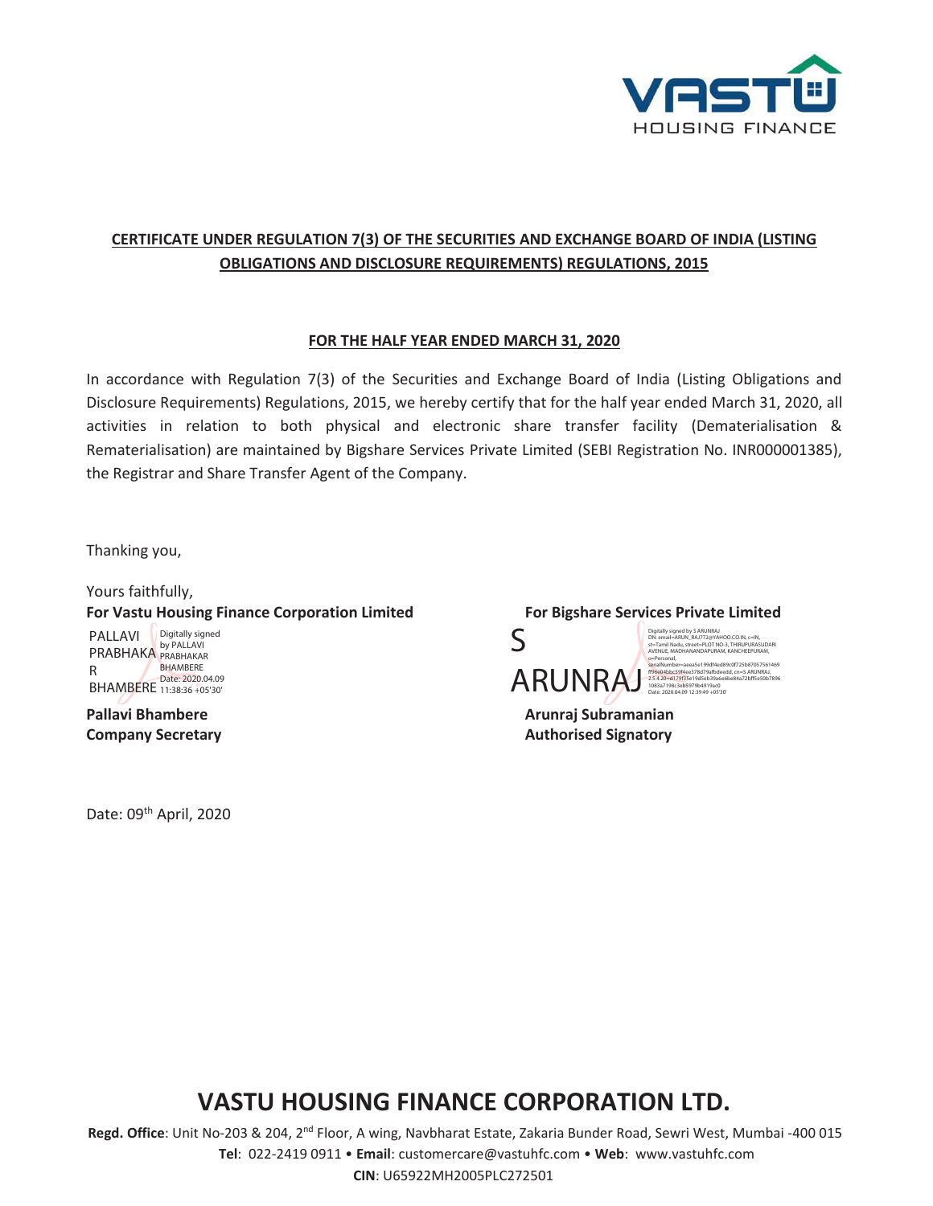VASTU HOUSING FINANCE

**CERTIFICATE UNDER REGULATION 7(3) OF THE SECURITIES AND EXCHANGE BOARD OF INDIA (LISTING OBLIGATIONS AND DISCLOSURE REQUIREMENTS) REGULATIONS, 2015**

**FOR THE HALF YEAR ENDED MARCH 31, 2020**

In accordance with Regulation 7(3) of the Securities and Exchange Board of India (Listing Obligations and Disclosure Requirements) Regulations, 2015, we hereby certify that for the half year ended March 31, 2020, all activities in relation to both physical and electronic share transfer facility (Dematerialisation & Rematerialisation) are maintained by Bigshare Services Private Limited (SEBI Registration No. INR000001385), the Registrar and Share Transfer Agent of the Company.

Thanking you,

Yours faithfully,

**For Vastu Housing Finance Corporation Limited**

PALLAVI PRABHAKAR BHAMBERE
Digitally signed by PALLAVI PRABHAKAR BHAMBERE
Date: 2020.04.09 11:38:36 +05'30'

**Pallavi Bhambere**
**Company Secretary**

**For Bigshare Services Private Limited**

S ARUNRAJ
Digitally signed by S ARUNRAJ
Date: 2020.04.09 12:39:49 +05'30'

**Arunraj Subramanian**
**Authorised Signatory**

Date: 09th April, 2020

## VASTU HOUSING FINANCE CORPORATION LTD.

**Regd. Office**: Unit No-203 & 204, 2nd Floor, A wing, Navbharat Estate, Zakaria Bunder Road, Sewri West, Mumbai -400 015
**Tel**: 022-2419 0911 • **Email**: customercare@vastuhfc.com • **Web**: www.vastuhfc.com
**CIN**: U65922MH2005PLC272501